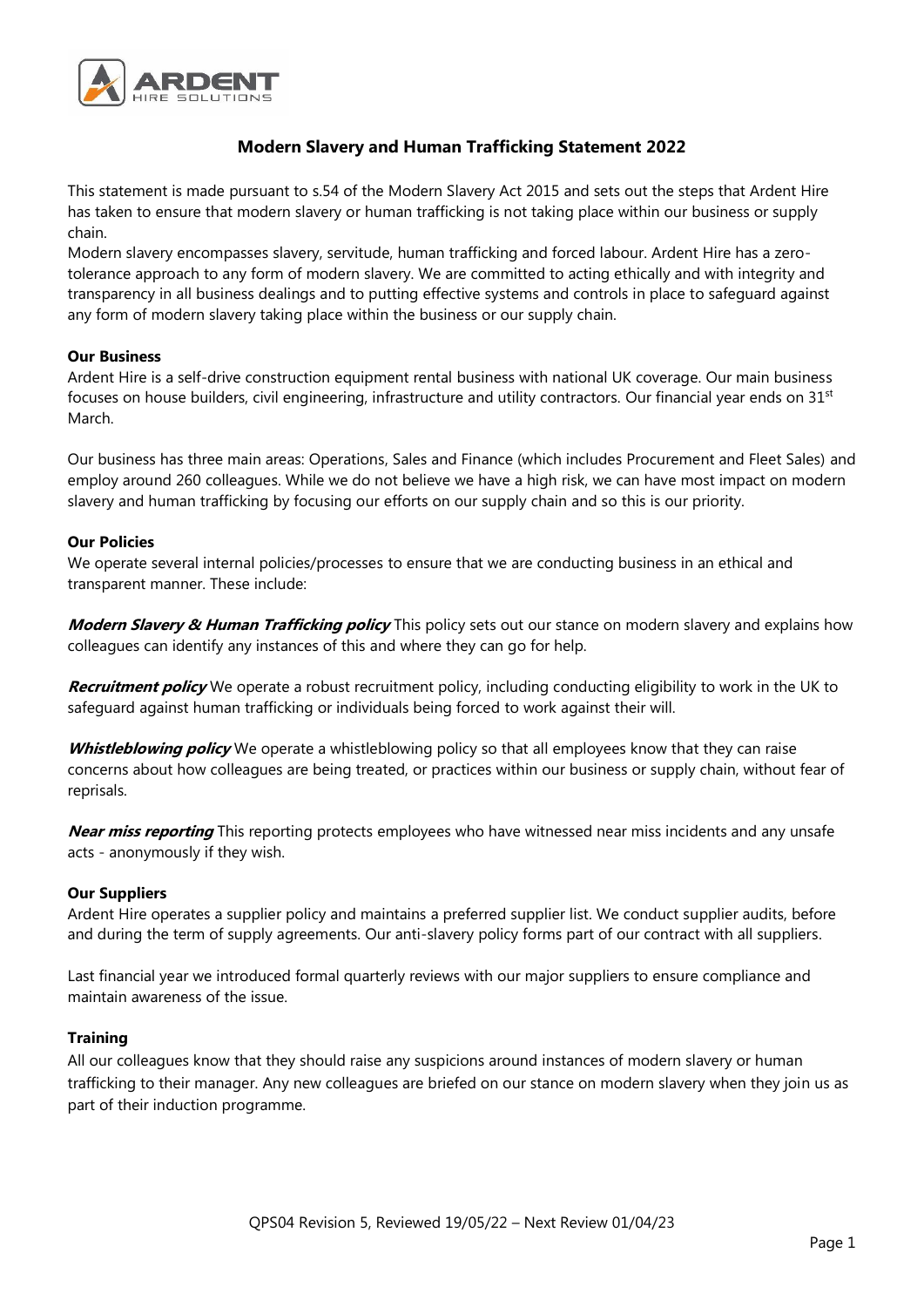# Modern Slavery and Human Trafficking Statement 2022

This statement is made pursuant to s.54 of the Modern Slavery Act 2015 and sets out the steps that Ardent Hire has taken to ensure that modern slavery or human trafficking is not taking place within our business or supply chain.

Modern slavery encompasses slavery, servitude, human trafficking and forced labour. Ardent Hire has a zero-tolerance approach to any form of modern slavery. We are committed to acting ethically and with integrity and transparency in all business dealings and to putting effective systems and controls in place to safeguard against any form of modern slavery taking place within the business or our supply chain.

### Our Business

Ardent Hire is a self-drive construction equipment rental business with national UK coverage. Our main business focuses on house builders, civil engineering, infrastructure and utility contractors. Our financial year ends on 31st March.

Our business has three main areas: Operations, Sales and Finance (which includes Procurement and Fleet Sales) and employ around 260 colleagues. While we do not believe we have a high risk, we can have most impact on modern slavery and human trafficking by focusing our efforts on our supply chain and so this is our priority.

### Our Policies

We operate several internal policies/processes to ensure that we are conducting business in an ethical and transparent manner. These include:

***Modern Slavery & Human Trafficking policy*** This policy sets out our stance on modern slavery and explains how colleagues can identify any instances of this and where they can go for help.

***Recruitment policy*** We operate a robust recruitment policy, including conducting eligibility to work in the UK to safeguard against human trafficking or individuals being forced to work against their will.

***Whistleblowing policy*** We operate a whistleblowing policy so that all employees know that they can raise concerns about how colleagues are being treated, or practices within our business or supply chain, without fear of reprisals.

***Near miss reporting*** This reporting protects employees who have witnessed near miss incidents and any unsafe acts - anonymously if they wish.

### Our Suppliers

Ardent Hire operates a supplier policy and maintains a preferred supplier list. We conduct supplier audits, before and during the term of supply agreements. Our anti-slavery policy forms part of our contract with all suppliers.

Last financial year we introduced formal quarterly reviews with our major suppliers to ensure compliance and maintain awareness of the issue.

### Training

All our colleagues know that they should raise any suspicions around instances of modern slavery or human trafficking to their manager. Any new colleagues are briefed on our stance on modern slavery when they join us as part of their induction programme.

QPS04 Revision 5, Reviewed 19/05/22 – Next Review 01/04/23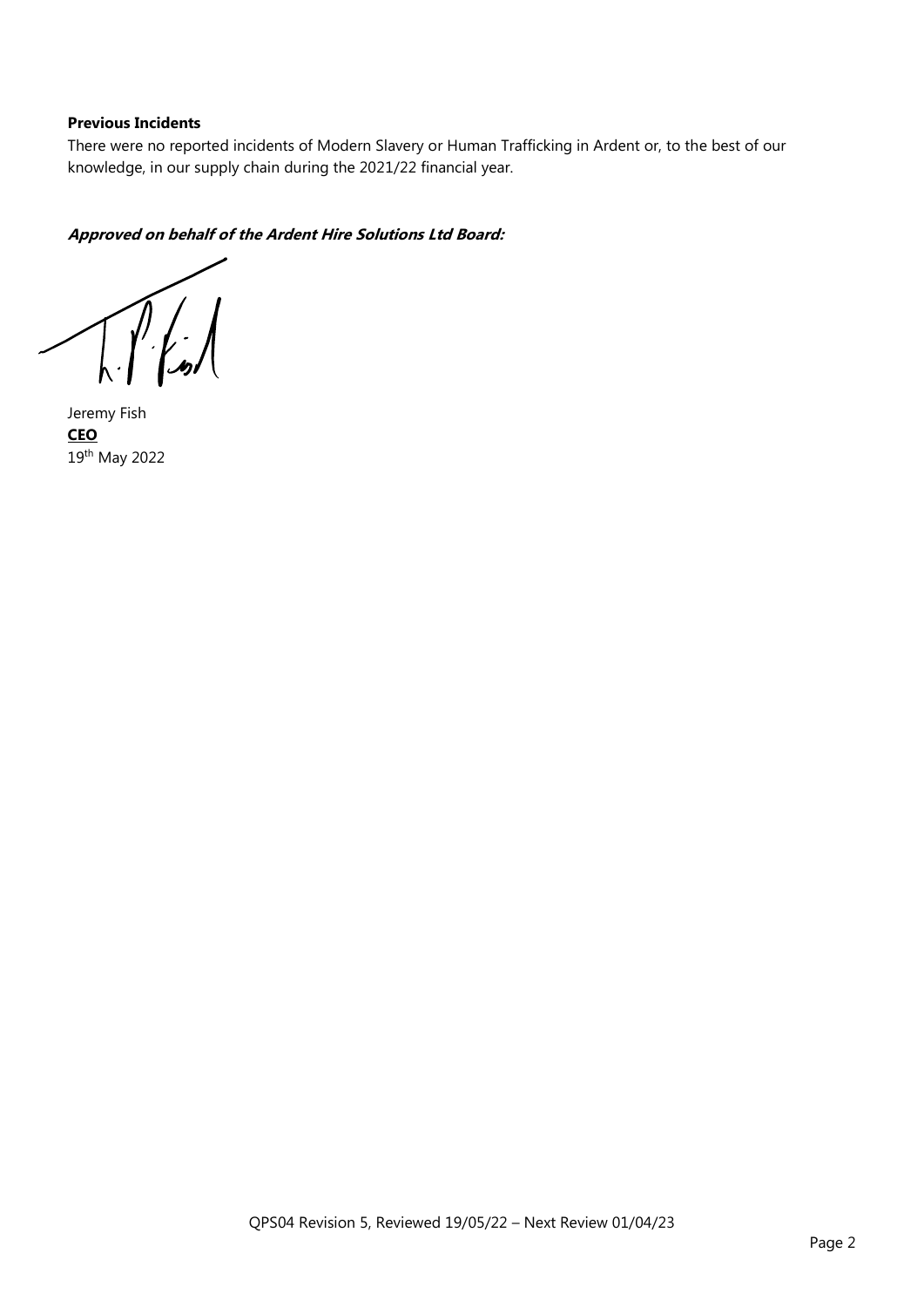**Previous Incidents**

There were no reported incidents of Modern Slavery or Human Trafficking in Ardent or, to the best of our knowledge, in our supply chain during the 2021/22 financial year.

***Approved on behalf of the Ardent Hire Solutions Ltd Board:***

Jeremy Fish
**CEO**
19th May 2022

QPS04 Revision 5, Reviewed 19/05/22 – Next Review 01/04/23